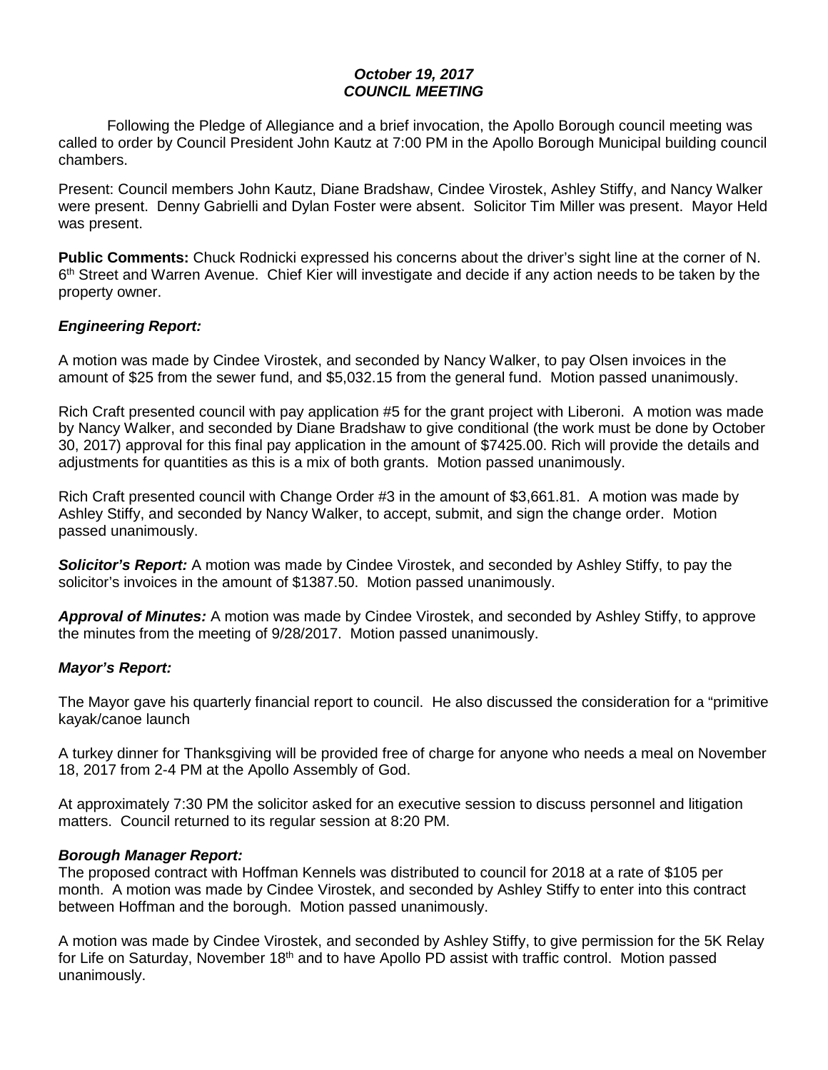***October 19, 2017***
***COUNCIL MEETING***

Following the Pledge of Allegiance and a brief invocation, the Apollo Borough council meeting was called to order by Council President John Kautz at 7:00 PM in the Apollo Borough Municipal building council chambers.

Present: Council members John Kautz, Diane Bradshaw, Cindee Virostek, Ashley Stiffy, and Nancy Walker were present. Denny Gabrielli and Dylan Foster were absent. Solicitor Tim Miller was present. Mayor Held was present.

**Public Comments:** Chuck Rodnicki expressed his concerns about the driver's sight line at the corner of N. 6th Street and Warren Avenue. Chief Kier will investigate and decide if any action needs to be taken by the property owner.

***Engineering Report:***

A motion was made by Cindee Virostek, and seconded by Nancy Walker, to pay Olsen invoices in the amount of $25 from the sewer fund, and $5,032.15 from the general fund. Motion passed unanimously.

Rich Craft presented council with pay application #5 for the grant project with Liberoni. A motion was made by Nancy Walker, and seconded by Diane Bradshaw to give conditional (the work must be done by October 30, 2017) approval for this final pay application in the amount of $7425.00. Rich will provide the details and adjustments for quantities as this is a mix of both grants. Motion passed unanimously.

Rich Craft presented council with Change Order #3 in the amount of $3,661.81. A motion was made by Ashley Stiffy, and seconded by Nancy Walker, to accept, submit, and sign the change order. Motion passed unanimously.

***Solicitor's Report:*** A motion was made by Cindee Virostek, and seconded by Ashley Stiffy, to pay the solicitor's invoices in the amount of $1387.50. Motion passed unanimously.

***Approval of Minutes:*** A motion was made by Cindee Virostek, and seconded by Ashley Stiffy, to approve the minutes from the meeting of 9/28/2017. Motion passed unanimously.

***Mayor's Report:***

The Mayor gave his quarterly financial report to council. He also discussed the consideration for a "primitive kayak/canoe launch

A turkey dinner for Thanksgiving will be provided free of charge for anyone who needs a meal on November 18, 2017 from 2-4 PM at the Apollo Assembly of God.

At approximately 7:30 PM the solicitor asked for an executive session to discuss personnel and litigation matters. Council returned to its regular session at 8:20 PM.

***Borough Manager Report:***

The proposed contract with Hoffman Kennels was distributed to council for 2018 at a rate of $105 per month. A motion was made by Cindee Virostek, and seconded by Ashley Stiffy to enter into this contract between Hoffman and the borough. Motion passed unanimously.

A motion was made by Cindee Virostek, and seconded by Ashley Stiffy, to give permission for the 5K Relay for Life on Saturday, November 18th and to have Apollo PD assist with traffic control. Motion passed unanimously.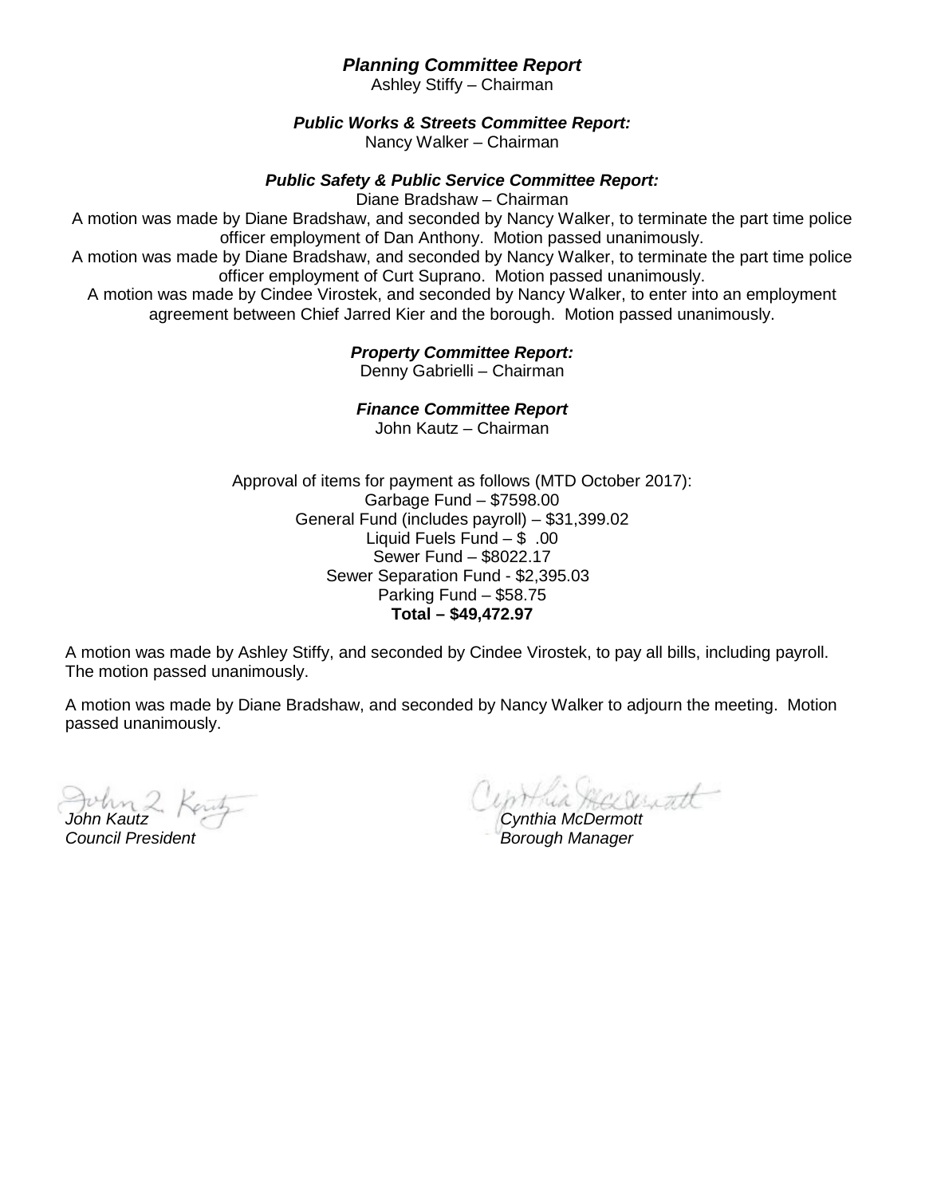***Planning Committee Report***

Ashley Stiffy – Chairman

***Public Works & Streets Committee Report:***

Nancy Walker – Chairman

***Public Safety & Public Service Committee Report:***

Diane Bradshaw – Chairman

A motion was made by Diane Bradshaw, and seconded by Nancy Walker, to terminate the part time police officer employment of Dan Anthony. Motion passed unanimously.

A motion was made by Diane Bradshaw, and seconded by Nancy Walker, to terminate the part time police officer employment of Curt Suprano. Motion passed unanimously.

A motion was made by Cindee Virostek, and seconded by Nancy Walker, to enter into an employment agreement between Chief Jarred Kier and the borough. Motion passed unanimously.

***Property Committee Report:***

Denny Gabrielli – Chairman

***Finance Committee Report***

John Kautz – Chairman

Approval of items for payment as follows (MTD October 2017):

Garbage Fund – $7598.00

General Fund (includes payroll) – $31,399.02

Liquid Fuels Fund – $ .00

Sewer Fund – $8022.17

Sewer Separation Fund - $2,395.03

Parking Fund – $58.75

**Total – $49,472.97**

A motion was made by Ashley Stiffy, and seconded by Cindee Virostek, to pay all bills, including payroll. The motion passed unanimously.

A motion was made by Diane Bradshaw, and seconded by Nancy Walker to adjourn the meeting. Motion passed unanimously.

*John Kautz*
*Council President*

*Cynthia McDermott*
*Borough Manager*